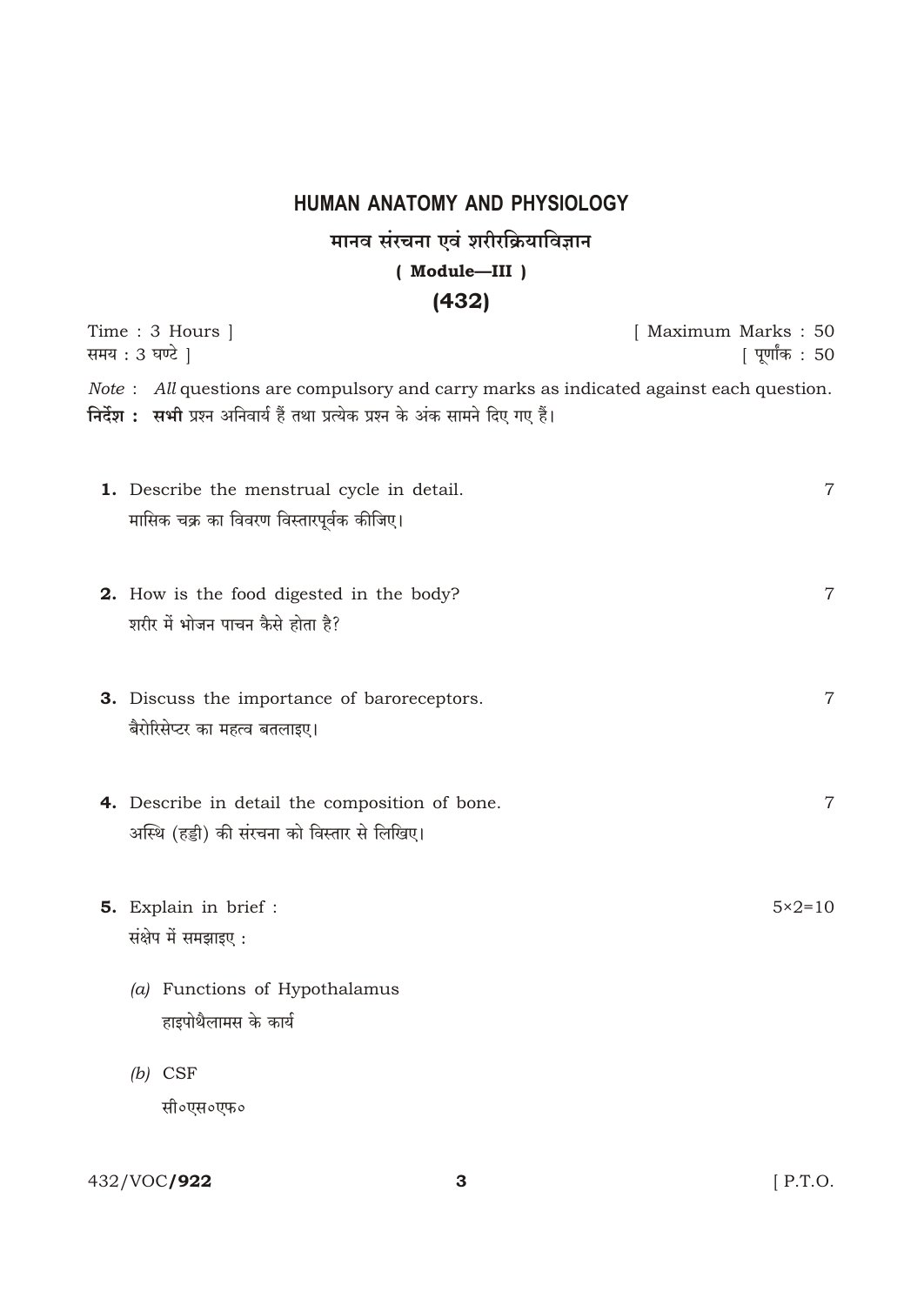# HUMAN ANATOMY AND PHYSIOLOGY

## मानव संरचना एवं शरीरक्रियाविज्ञान

### ( Module—III )

### (432)

Time : 3 Hours ] [ Maximum Marks : 50

समय : 3 घण्टे ] [ पूर्णांक : 50

*Note* : *All* questions are compulsory and carry marks as indicated against each question.

**निर्देश : सभी** प्रश्न अनिवार्य हैं तथा प्रत्येक प्रश्न के अंक सामने दिए गए हैं।

**1.** Describe the menstrual cycle in detail. 7

मासिक चक्र का विवरण विस्तारपूर्वक कीजिए।

**2.** How is the food digested in the body? 7

शरीर में भोजन पाचन कैसे होता है?

**3.** Discuss the importance of baroreceptors. 7

बैरोरिसेप्टर का महत्व बतलाइए।

**4.** Describe in detail the composition of bone. 7

अस्थि (हड्डी) की संरचना को विस्तार से लिखिए।

**5.** Explain in brief : 5×2=10

संक्षेप में समझाइए :

*(a)* Functions of Hypothalamus

हाइपोथैलामस के कार्य

*(b)* CSF

सी०एस०एफ०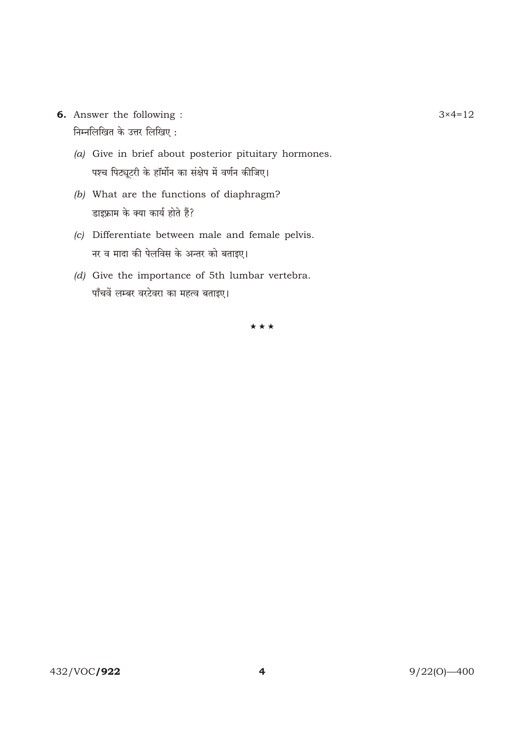**6.** Answer the following : $3 \times 4 = 12$

निम्नलिखित के उत्तर लिखिए :

*(a)* Give in brief about posterior pituitary hormones.

पश्च पिट्यूटरी के हॉर्मोन का संक्षेप में वर्णन कीजिए।

*(b)* What are the functions of diaphragm?

डाइफ्राम के क्या कार्य होते हैं?

*(c)* Differentiate between male and female pelvis.

नर व मादा की पेलविस के अन्तर को बताइए।

*(d)* Give the importance of 5th lumbar vertebra.

पाँचवें लम्बर वरटेवरा का महत्व बताइए।

★ ★ ★